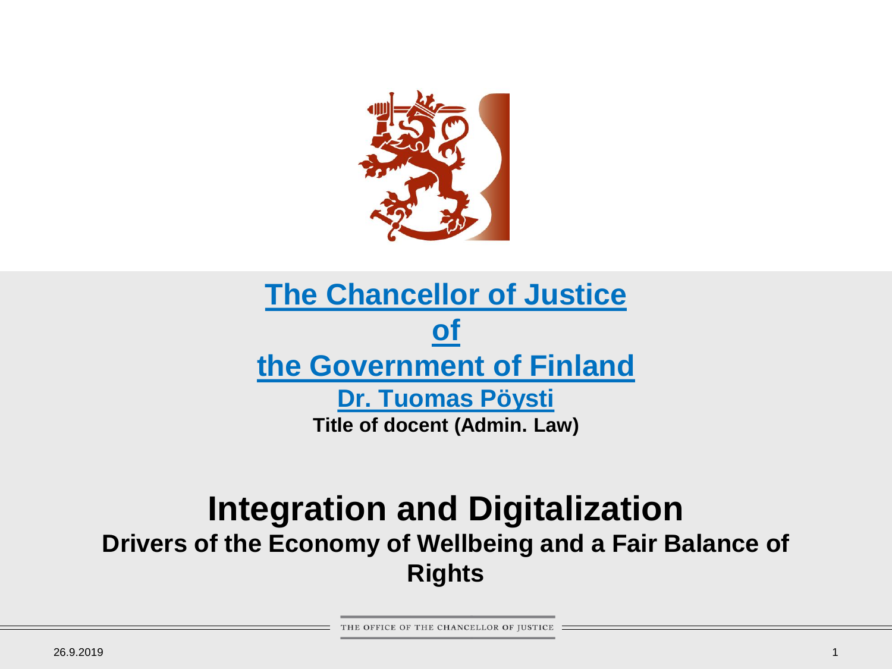**The Chancellor of Justice of the Government of Finland**

**Dr. Tuomas Pöysti**

**Title of docent (Admin. Law)**

# Integration and Digitalization

## Drivers of the Economy of Wellbeing and a Fair Balance of Rights

THE OFFICE OF THE CHANCELLOR OF JUSTICE

26.9.2019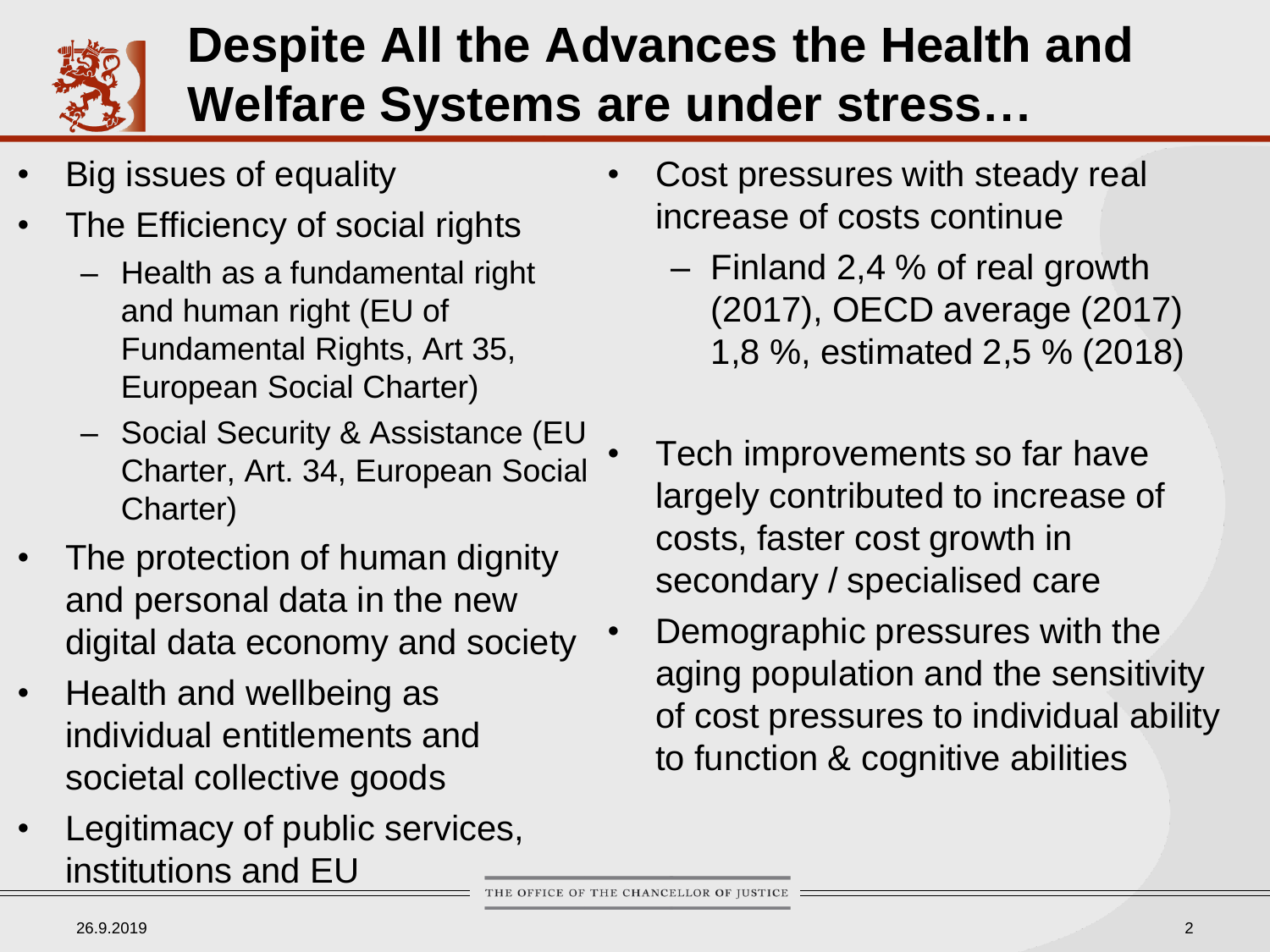# Despite All the Advances the Health and Welfare Systems are under stress…

- Big issues of equality
- The Efficiency of social rights
  - Health as a fundamental right and human right (EU of Fundamental Rights, Art 35, European Social Charter)
  - Social Security & Assistance (EU Charter, Art. 34, European Social Charter)
- The protection of human dignity and personal data in the new digital data economy and society
- Health and wellbeing as individual entitlements and societal collective goods
- Legitimacy of public services, institutions and EU

- Cost pressures with steady real increase of costs continue
  - Finland 2,4 % of real growth (2017), OECD average (2017) 1,8 %, estimated 2,5 % (2018)
- Tech improvements so far have largely contributed to increase of costs, faster cost growth in secondary / specialised care
- Demographic pressures with the aging population and the sensitivity of cost pressures to individual ability to function & cognitive abilities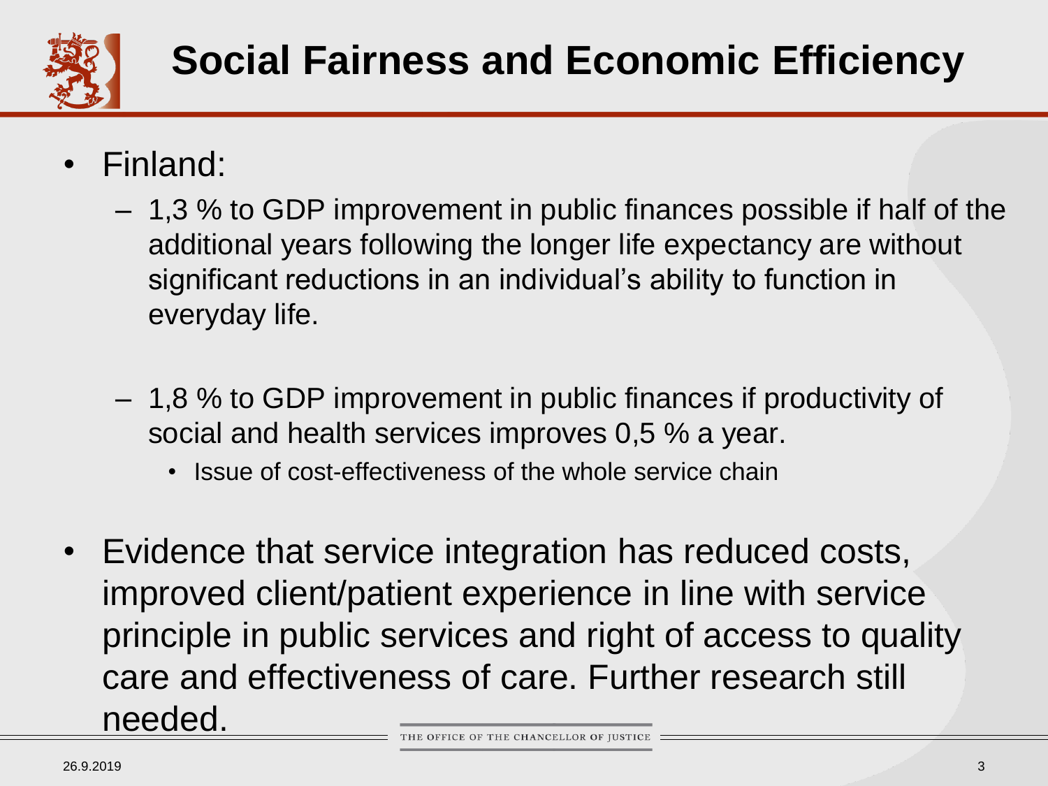# Social Fairness and Economic Efficiency

- Finland:
  - 1,3 % to GDP improvement in public finances possible if half of the additional years following the longer life expectancy are without significant reductions in an individual's ability to function in everyday life.
  - 1,8 % to GDP improvement in public finances if productivity of social and health services improves 0,5 % a year.
    - Issue of cost-effectiveness of the whole service chain
- Evidence that service integration has reduced costs, improved client/patient experience in line with service principle in public services and right of access to quality care and effectiveness of care. Further research still needed.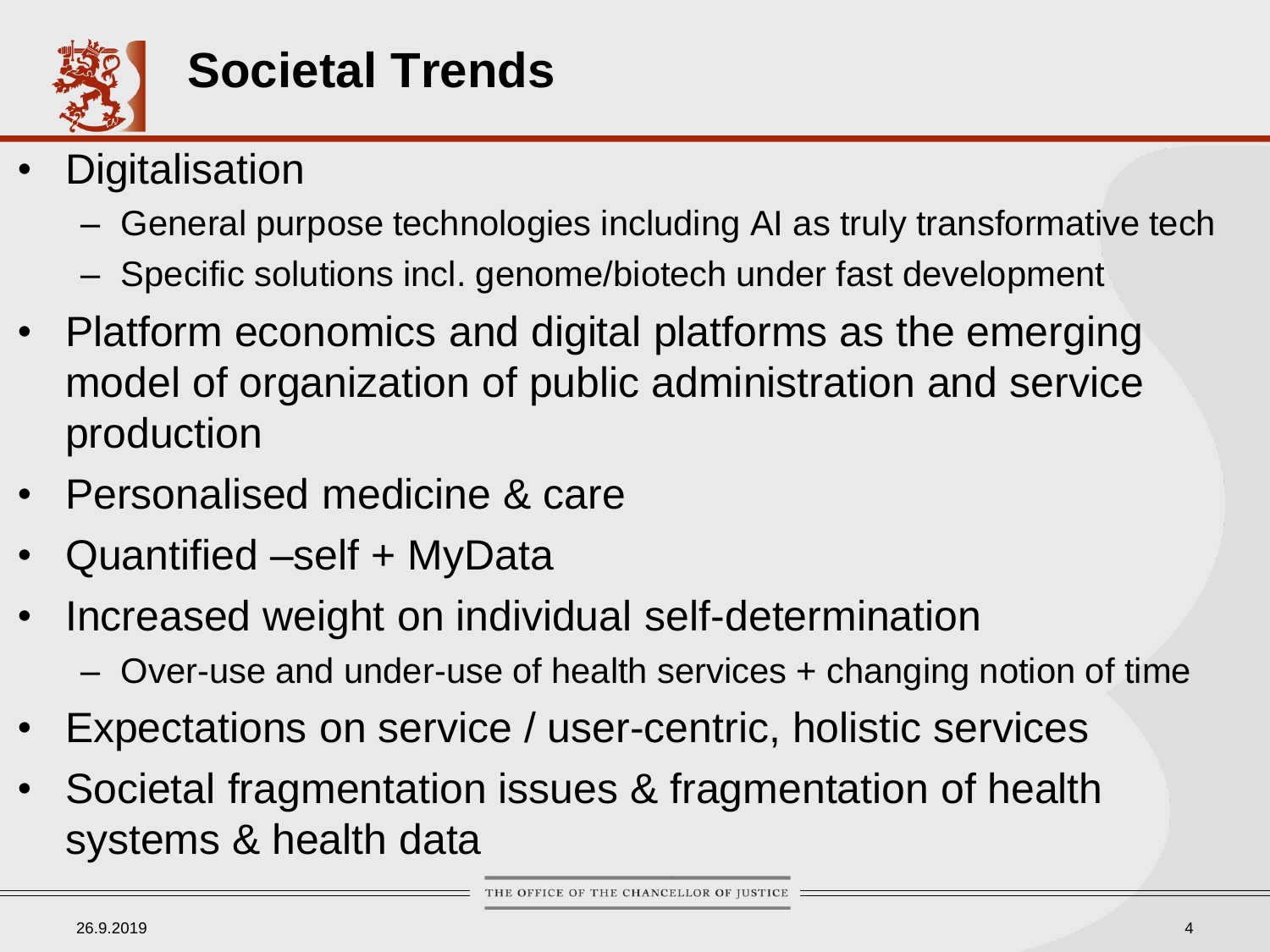# Societal Trends

- Digitalisation
  - General purpose technologies including AI as truly transformative tech
  - Specific solutions incl. genome/biotech under fast development
- Platform economics and digital platforms as the emerging model of organization of public administration and service production
- Personalised medicine & care
- Quantified –self + MyData
- Increased weight on individual self-determination
  - Over-use and under-use of health services + changing notion of time
- Expectations on service / user-centric, holistic services
- Societal fragmentation issues & fragmentation of health systems & health data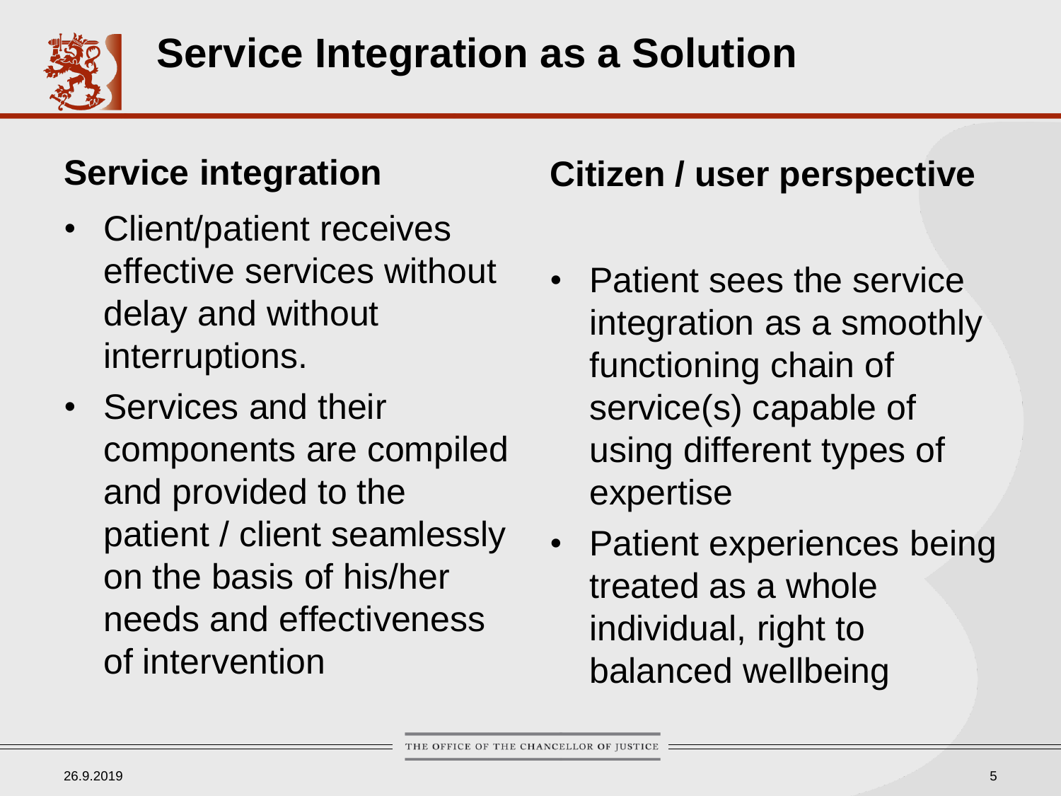# Service Integration as a Solution

## Service integration

- Client/patient receives effective services without delay and without interruptions.
- Services and their components are compiled and provided to the patient / client seamlessly on the basis of his/her needs and effectiveness of intervention

## Citizen / user perspective

- Patient sees the service integration as a smoothly functioning chain of service(s) capable of using different types of expertise
- Patient experiences being treated as a whole individual, right to balanced wellbeing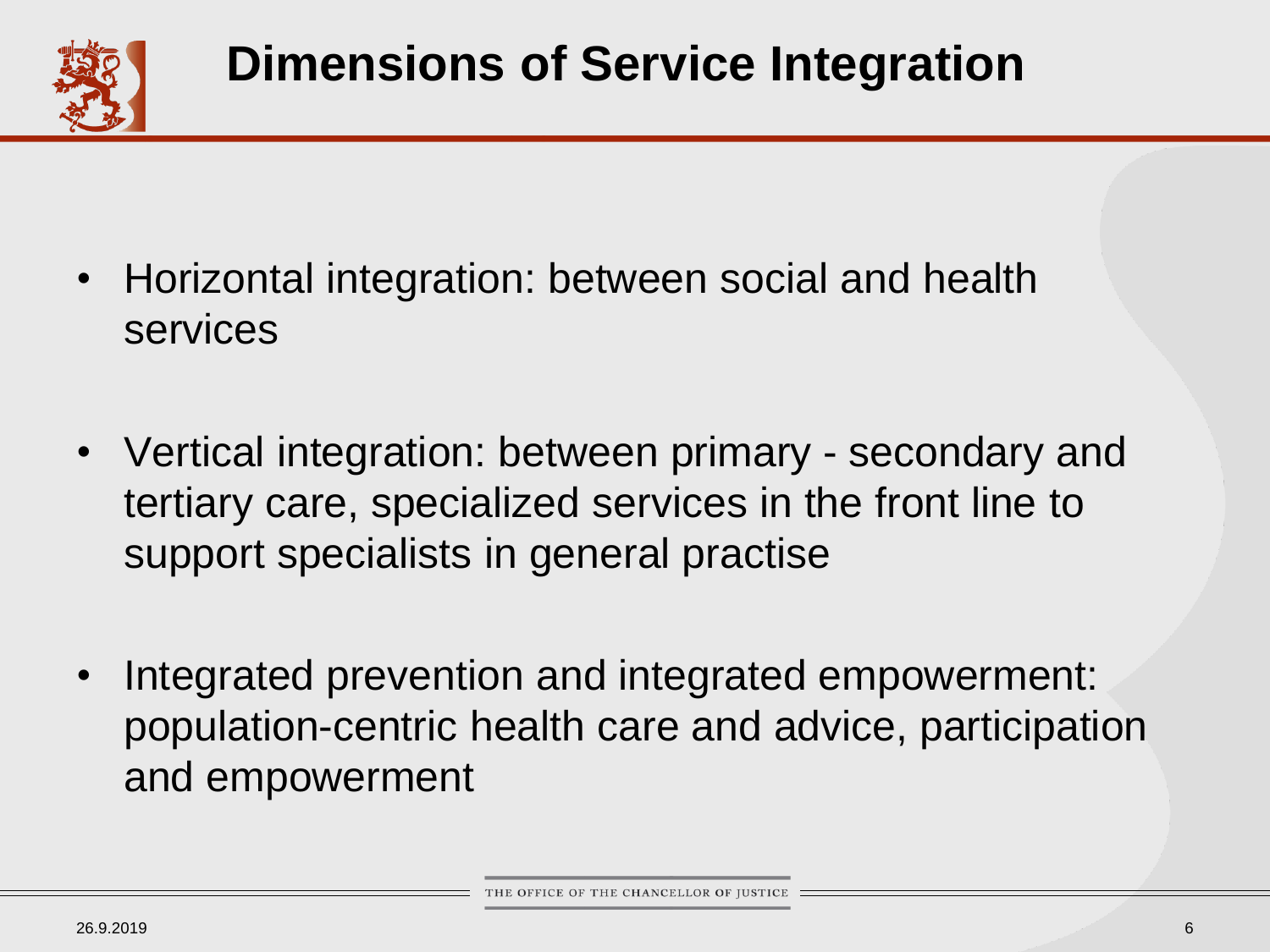# Dimensions of Service Integration

- Horizontal integration: between social and health services
- Vertical integration: between primary - secondary and tertiary care, specialized services in the front line to support specialists in general practise
- Integrated prevention and integrated empowerment: population-centric health care and advice, participation and empowerment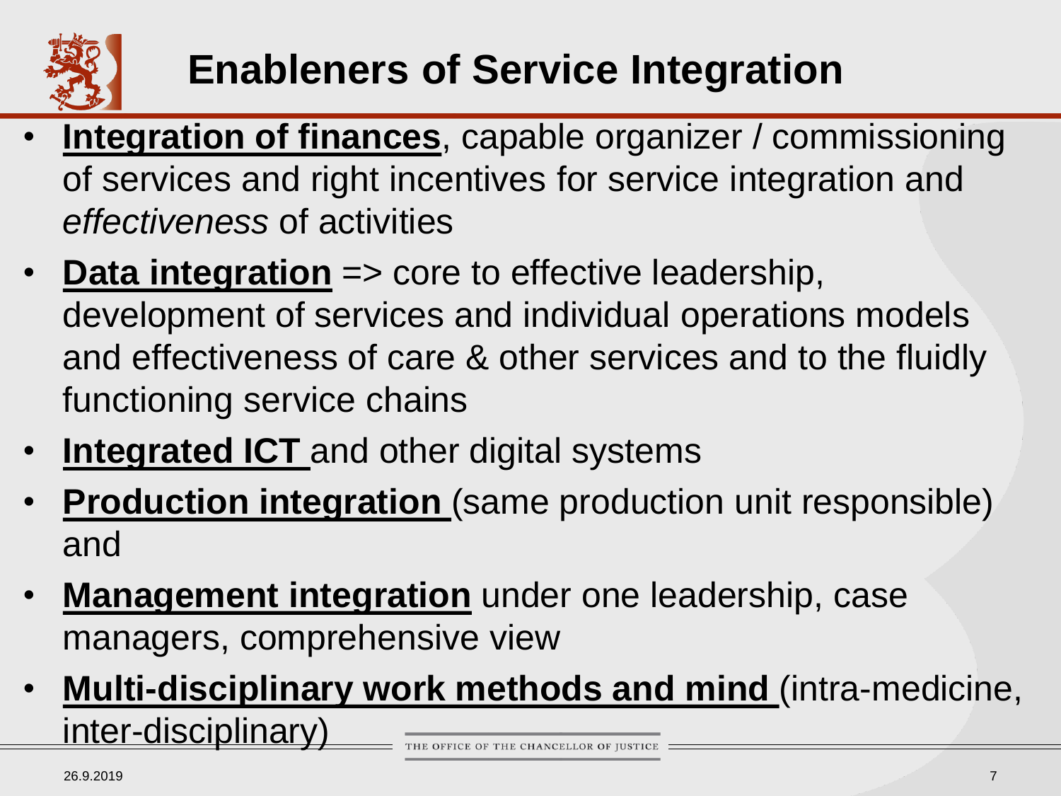# Enableners of Service Integration

- **Integration of finances**, capable organizer / commissioning of services and right incentives for service integration and *effectiveness* of activities
- **Data integration** => core to effective leadership, development of services and individual operations models and effectiveness of care & other services and to the fluidly functioning service chains
- **Integrated ICT** and other digital systems
- **Production integration** (same production unit responsible) and
- **Management integration** under one leadership, case managers, comprehensive view
- **Multi-disciplinary work methods and mind** (intra-medicine, inter-disciplinary)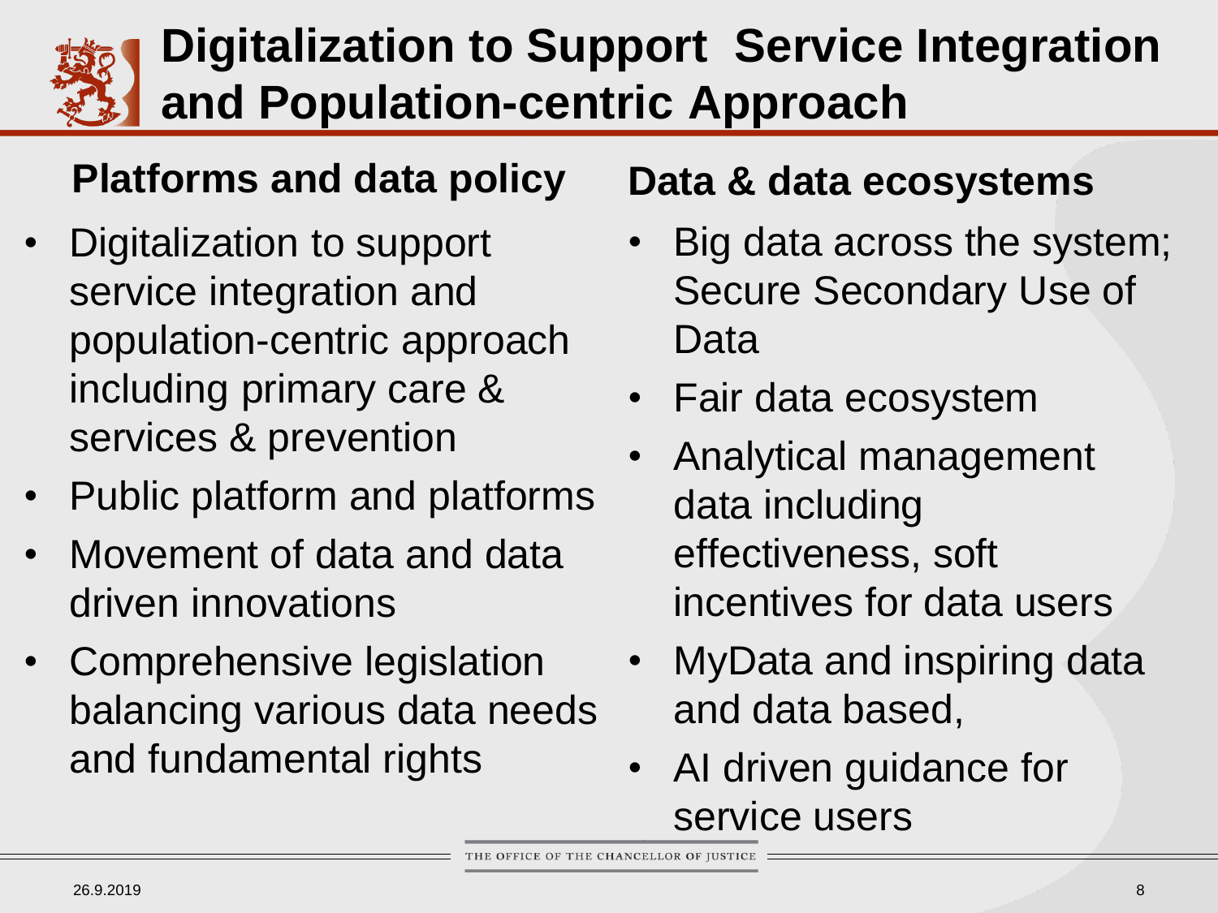# Digitalization to Support Service Integration and Population-centric Approach

## Platforms and data policy

- Digitalization to support service integration and population-centric approach including primary care & services & prevention
- Public platform and platforms
- Movement of data and data driven innovations
- Comprehensive legislation balancing various data needs and fundamental rights

## Data & data ecosystems

- Big data across the system; Secure Secondary Use of Data
- Fair data ecosystem
- Analytical management data including effectiveness, soft incentives for data users
- MyData and inspiring data and data based,
- AI driven guidance for service users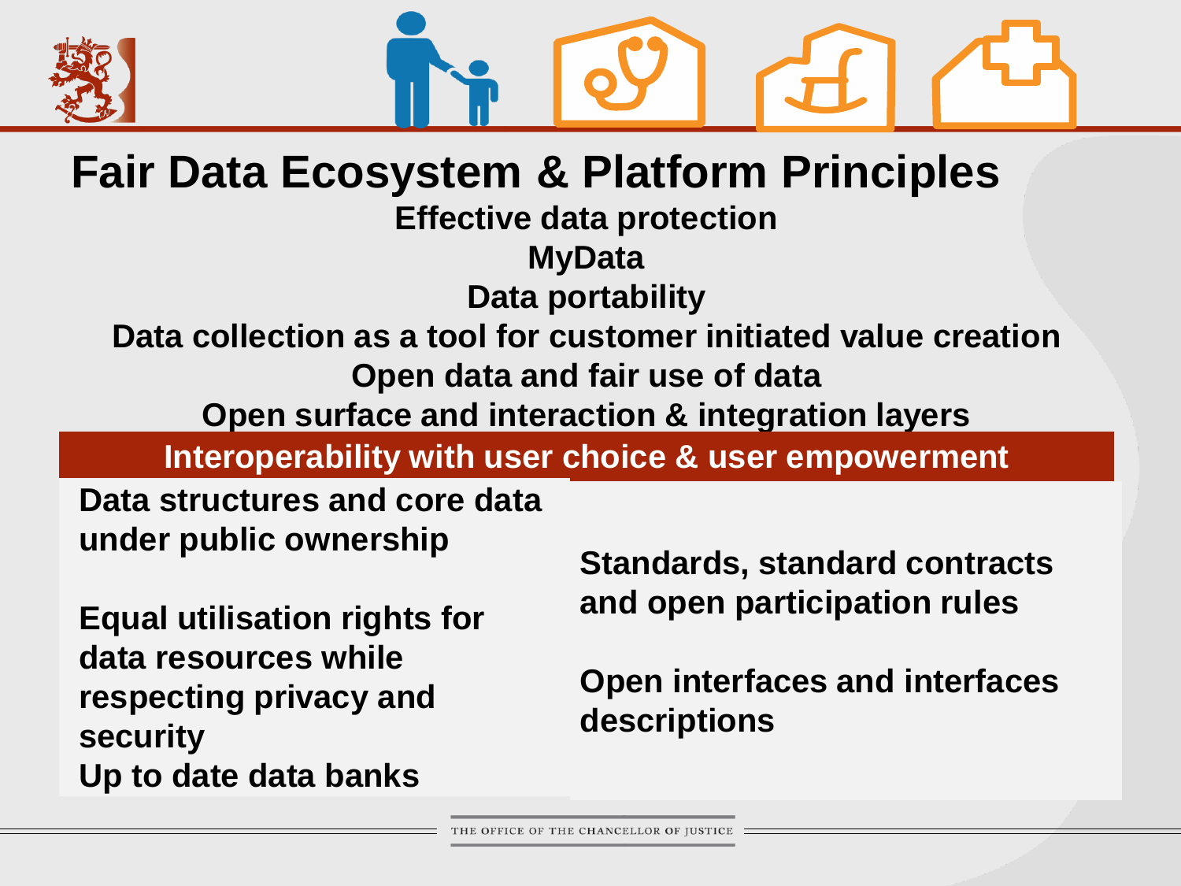# Fair Data Ecosystem & Platform Principles

**Effective data protection**

**MyData**

**Data portability**

**Data collection as a tool for customer initiated value creation**

**Open data and fair use of data**

**Open surface and interaction & integration layers**

**Interoperability with user choice & user empowerment**

**Data structures and core data under public ownership**

**Equal utilisation rights for data resources while respecting privacy and security**

**Up to date data banks**

**Standards, standard contracts and open participation rules**

**Open interfaces and interfaces descriptions**

THE OFFICE OF THE CHANCELLOR OF JUSTICE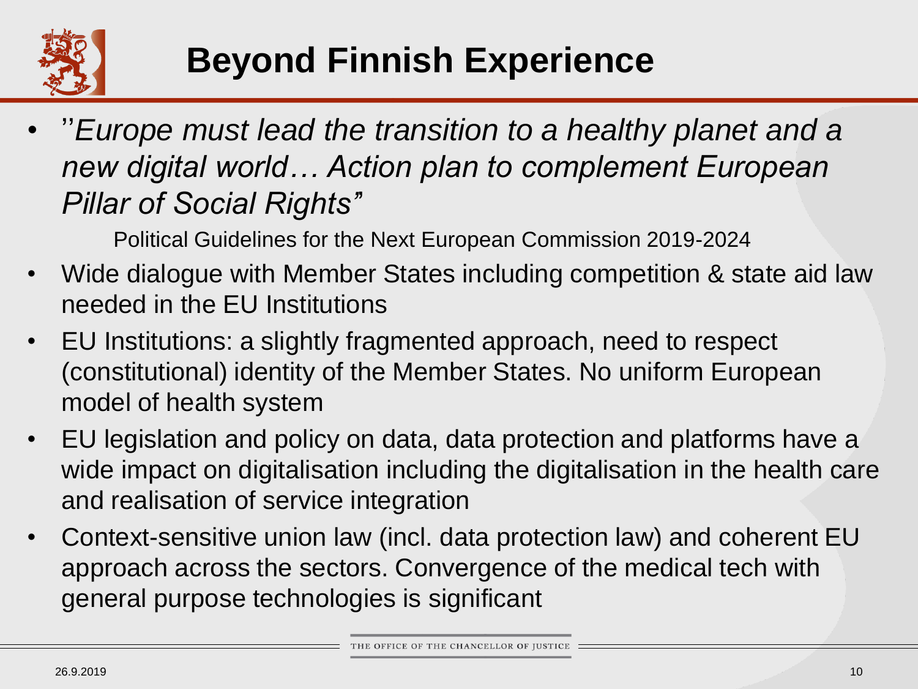# Beyond Finnish Experience

- ''*Europe must lead the transition to a healthy planet and a new digital world… Action plan to complement European Pillar of Social Rights*"

  Political Guidelines for the Next European Commission 2019-2024

- Wide dialogue with Member States including competition & state aid law needed in the EU Institutions
- EU Institutions: a slightly fragmented approach, need to respect (constitutional) identity of the Member States. No uniform European model of health system
- EU legislation and policy on data, data protection and platforms have a wide impact on digitalisation including the digitalisation in the health care and realisation of service integration
- Context-sensitive union law (incl. data protection law) and coherent EU approach across the sectors. Convergence of the medical tech with general purpose technologies is significant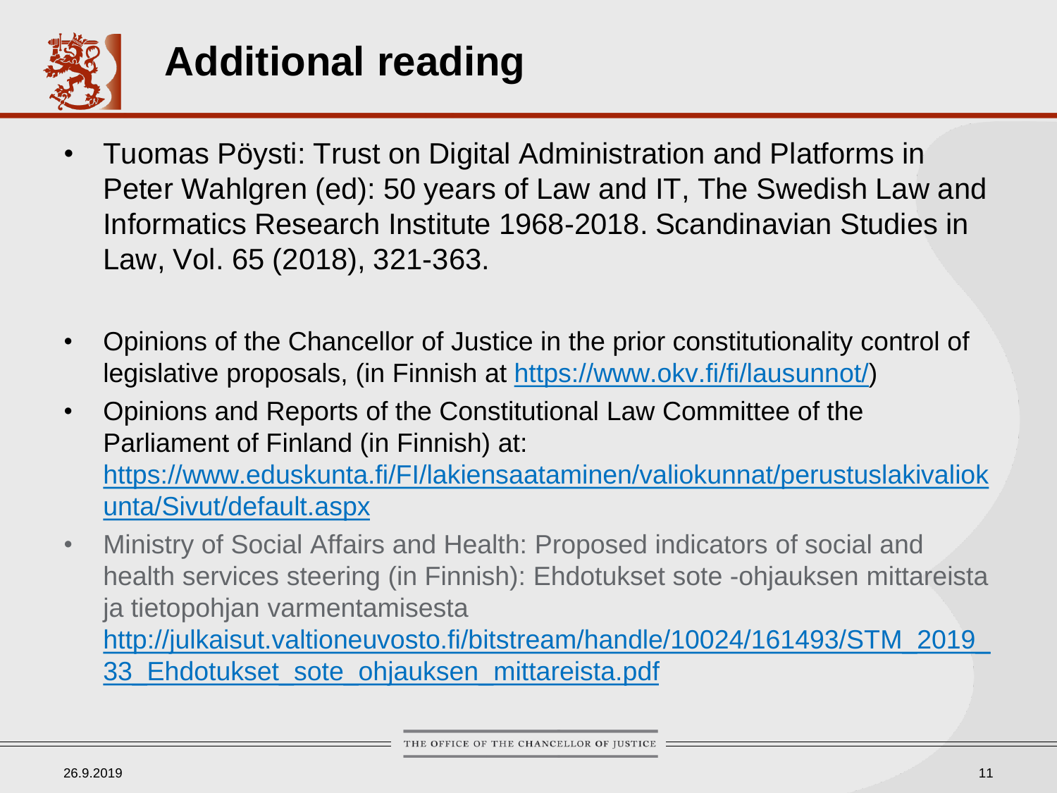# Additional reading

- Tuomas Pöysti: Trust on Digital Administration and Platforms in Peter Wahlgren (ed): 50 years of Law and IT, The Swedish Law and Informatics Research Institute 1968-2018. Scandinavian Studies in Law, Vol. 65 (2018), 321-363.

- Opinions of the Chancellor of Justice in the prior constitutionality control of legislative proposals, (in Finnish at https://www.okv.fi/fi/lausunnot/)
- Opinions and Reports of the Constitutional Law Committee of the Parliament of Finland (in Finnish) at: https://www.eduskunta.fi/FI/lakiensaataminen/valiokunnat/perustuslakivaliokunta/Sivut/default.aspx
- Ministry of Social Affairs and Health: Proposed indicators of social and health services steering (in Finnish): Ehdotukset sote -ohjauksen mittareista ja tietopohjan varmentamisesta http://julkaisut.valtioneuvosto.fi/bitstream/handle/10024/161493/STM_2019_33_Ehdotukset_sote_ohjauksen_mittareista.pdf